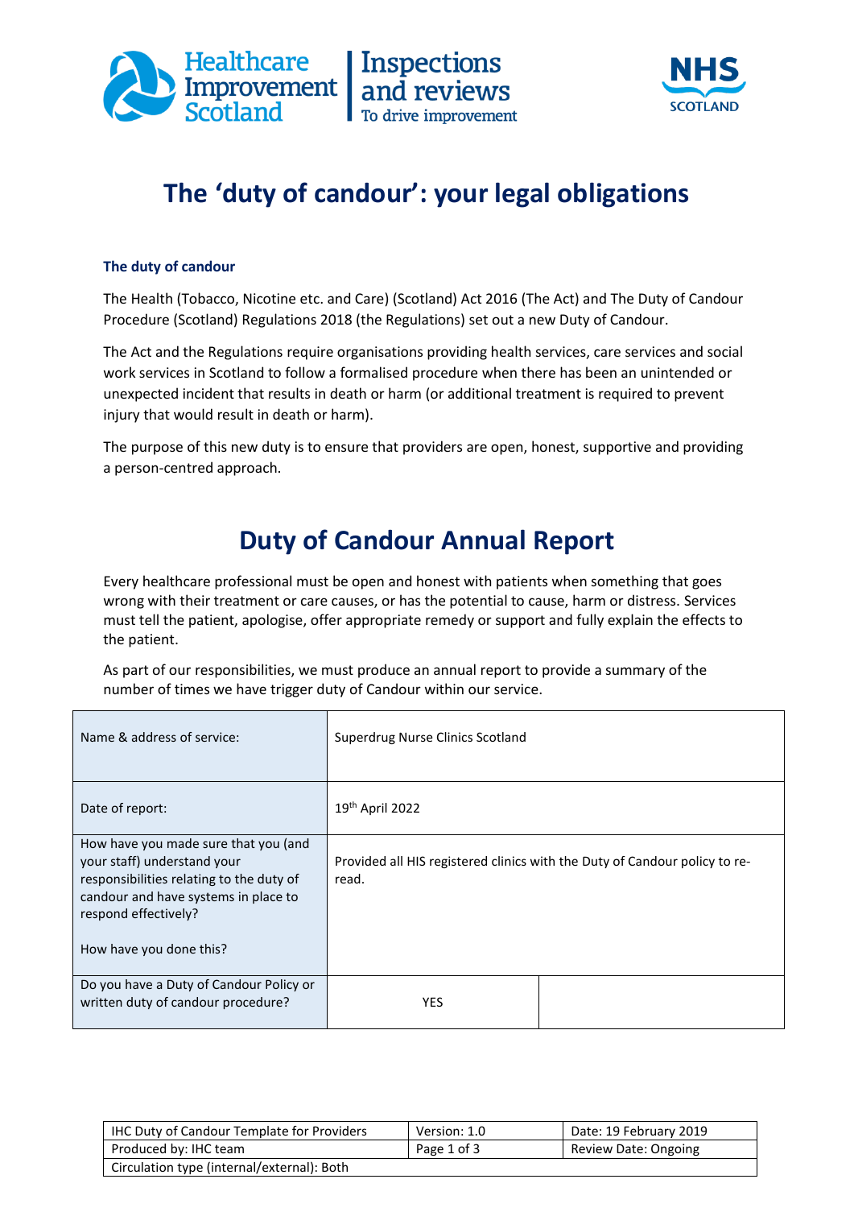# The 'duty of candour': your legal obligations

### The duty of candour

The Health (Tobacco, Nicotine etc. and Care) (Scotland) Act 2016 (The Act) and The Duty of Candour Procedure (Scotland) Regulations 2018 (the Regulations) set out a new Duty of Candour.

The Act and the Regulations require organisations providing health services, care services and social work services in Scotland to follow a formalised procedure when there has been an unintended or unexpected incident that results in death or harm (or additional treatment is required to prevent injury that would result in death or harm).

The purpose of this new duty is to ensure that providers are open, honest, supportive and providing a person-centred approach.

## Duty of Candour Annual Report

Every healthcare professional must be open and honest with patients when something that goes wrong with their treatment or care causes, or has the potential to cause, harm or distress. Services must tell the patient, apologise, offer appropriate remedy or support and fully explain the effects to the patient.

As part of our responsibilities, we must produce an annual report to provide a summary of the number of times we have trigger duty of Candour within our service.

| | | |
|---|---|---|
| Name & address of service: | Superdrug Nurse Clinics Scotland | |
| Date of report: | 19th April 2022 | |
| How have you made sure that you (and your staff) understand your responsibilities relating to the duty of candour and have systems in place to respond effectively?<br><br>How have you done this? | Provided all HIS registered clinics with the Duty of Candour policy to re-read. | |
| Do you have a Duty of Candour Policy or written duty of candour procedure? | YES | |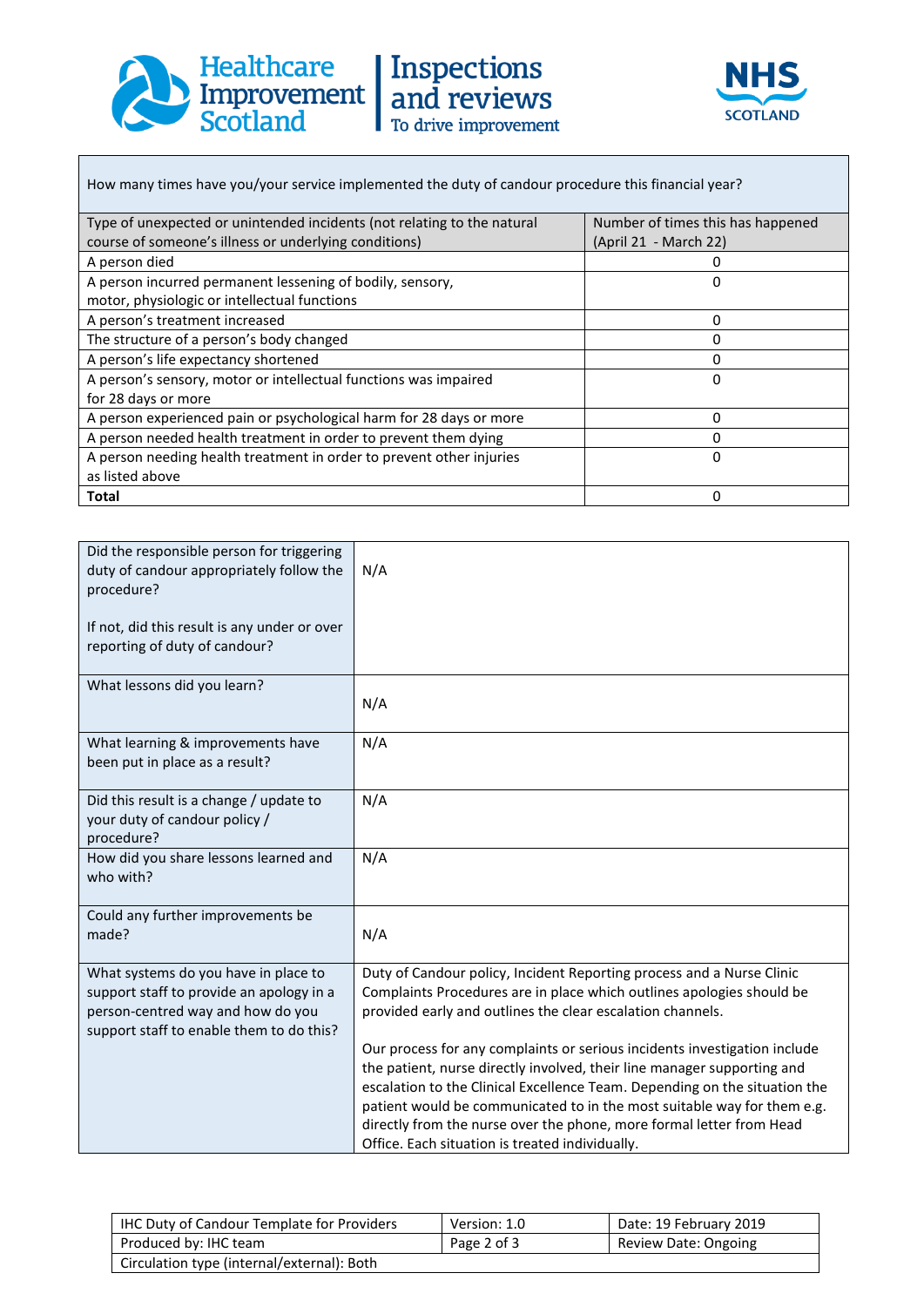| How many times have you/your service implemented the duty of candour procedure this financial year? | |
|---|---|
| **Type of unexpected or unintended incidents (not relating to the natural course of someone's illness or underlying conditions)** | **Number of times this has happened (April 21 - March 22)** |
| A person died | 0 |
| A person incurred permanent lessening of bodily, sensory, motor, physiologic or intellectual functions | 0 |
| A person's treatment increased | 0 |
| The structure of a person's body changed | 0 |
| A person's life expectancy shortened | 0 |
| A person's sensory, motor or intellectual functions was impaired for 28 days or more | 0 |
| A person experienced pain or psychological harm for 28 days or more | 0 |
| A person needed health treatment in order to prevent them dying | 0 |
| A person needing health treatment in order to prevent other injuries as listed above | 0 |
| **Total** | 0 |

| | |
|---|---|
| Did the responsible person for triggering duty of candour appropriately follow the procedure?<br><br>If not, did this result is any under or over reporting of duty of candour? | N/A |
| What lessons did you learn? | N/A |
| What learning & improvements have been put in place as a result? | N/A |
| Did this result is a change / update to your duty of candour policy / procedure? | N/A |
| How did you share lessons learned and who with? | N/A |
| Could any further improvements be made? | N/A |
| What systems do you have in place to support staff to provide an apology in a person-centred way and how do you support staff to enable them to do this? | Duty of Candour policy, Incident Reporting process and a Nurse Clinic Complaints Procedures are in place which outlines apologies should be provided early and outlines the clear escalation channels.<br><br>Our process for any complaints or serious incidents investigation include the patient, nurse directly involved, their line manager supporting and escalation to the Clinical Excellence Team. Depending on the situation the patient would be communicated to in the most suitable way for them e.g. directly from the nurse over the phone, more formal letter from Head Office. Each situation is treated individually. |

| IHC Duty of Candour Template for Providers | Version: 1.0 | Date: 19 February 2019 |
|---|---|---|
| Produced by: IHC team | Page 2 of 3 | Review Date: Ongoing |
| Circulation type (internal/external): Both | | |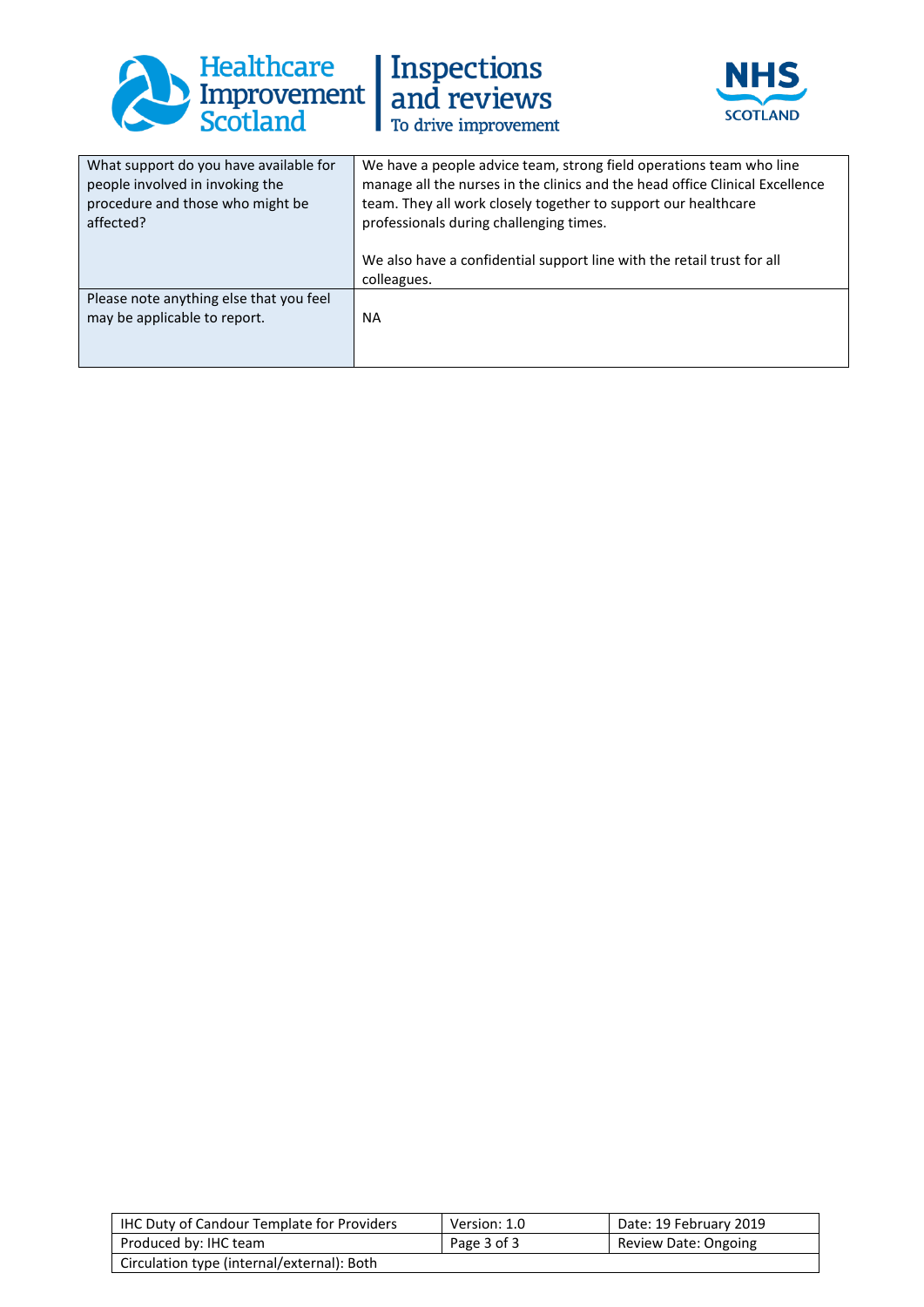| | |
|---|---|
| What support do you have available for people involved in invoking the procedure and those who might be affected? | We have a people advice team, strong field operations team who line manage all the nurses in the clinics and the head office Clinical Excellence team. They all work closely together to support our healthcare professionals during challenging times.<br><br>We also have a confidential support line with the retail trust for all colleagues. |
| Please note anything else that you feel may be applicable to report. | NA |